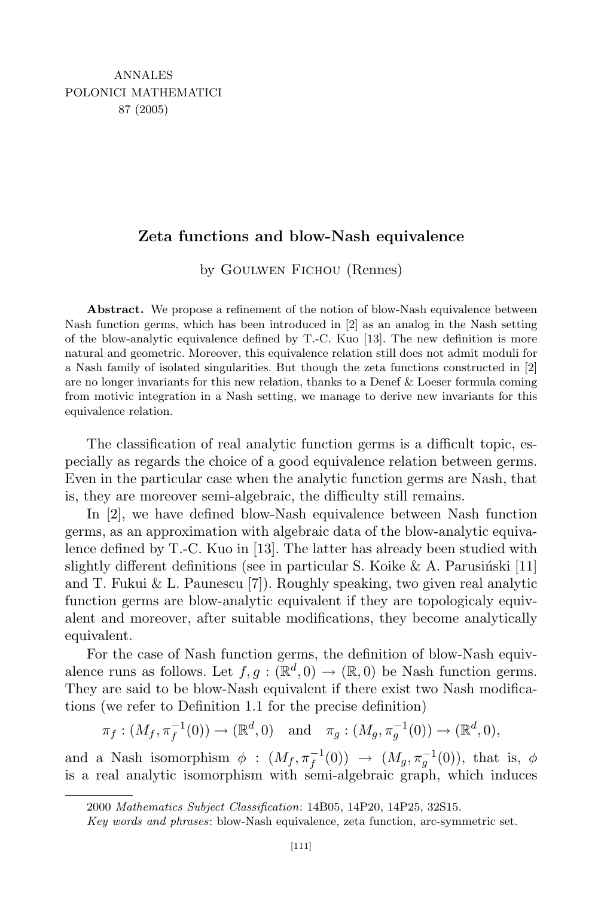ANNALES
POLONICI MATHEMATICI
87 (2005)

# Zeta functions and blow-Nash equivalence

by Goulwen Fichou (Rennes)

**Abstract.** We propose a refinement of the notion of blow-Nash equivalence between Nash function germs, which has been introduced in [2] as an analog in the Nash setting of the blow-analytic equivalence defined by T.-C. Kuo [13]. The new definition is more natural and geometric. Moreover, this equivalence relation still does not admit moduli for a Nash family of isolated singularities. But though the zeta functions constructed in [2] are no longer invariants for this new relation, thanks to a Denef & Loeser formula coming from motivic integration in a Nash setting, we manage to derive new invariants for this equivalence relation.

The classification of real analytic function germs is a difficult topic, especially as regards the choice of a good equivalence relation between germs. Even in the particular case when the analytic function germs are Nash, that is, they are moreover semi-algebraic, the difficulty still remains.

In [2], we have defined blow-Nash equivalence between Nash function germs, as an approximation with algebraic data of the blow-analytic equivalence defined by T.-C. Kuo in [13]. The latter has already been studied with slightly different definitions (see in particular S. Koike & A. Parusiński [11] and T. Fukui & L. Paunescu [7]). Roughly speaking, two given real analytic function germs are blow-analytic equivalent if they are topologicaly equivalent and moreover, after suitable modifications, they become analytically equivalent.

For the case of Nash function germs, the definition of blow-Nash equivalence runs as follows. Let $f, g : (\mathbb{R}^d, 0) \to (\mathbb{R}, 0)$ be Nash function germs. They are said to be blow-Nash equivalent if there exist two Nash modifications (we refer to Definition 1.1 for the precise definition)

$$\pi_f : (M_f, \pi_f^{-1}(0)) \to (\mathbb{R}^d, 0) \quad \text{and} \quad \pi_g : (M_g, \pi_g^{-1}(0)) \to (\mathbb{R}^d, 0),$$

and a Nash isomorphism $\phi : (M_f, \pi_f^{-1}(0)) \to (M_g, \pi_g^{-1}(0))$, that is, $\phi$ is a real analytic isomorphism with semi-algebraic graph, which induces

---

2000 *Mathematics Subject Classification*: 14B05, 14P20, 14P25, 32S15.

*Key words and phrases*: blow-Nash equivalence, zeta function, arc-symmetric set.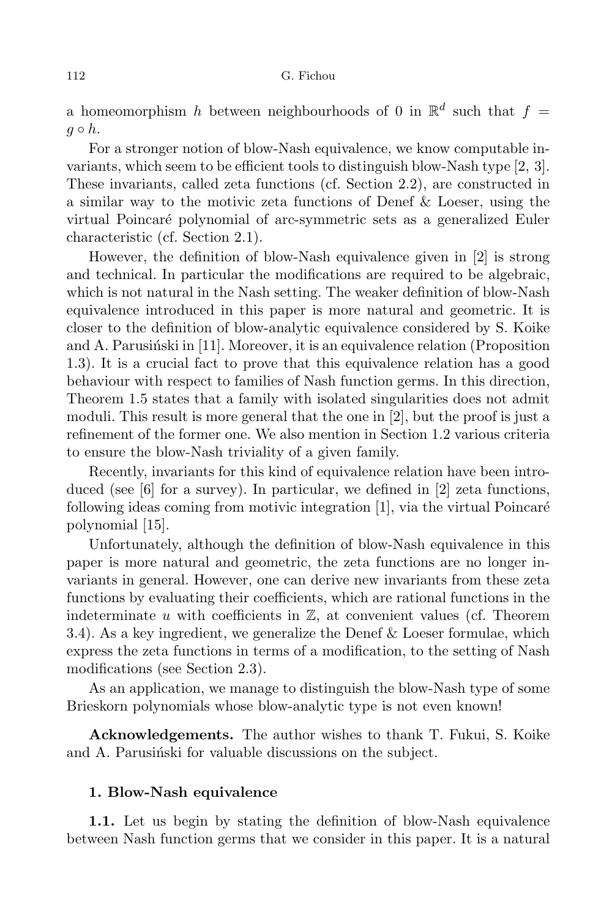a homeomorphism $h$ between neighbourhoods of 0 in $\mathbb{R}^d$ such that $f = g \circ h$.

For a stronger notion of blow-Nash equivalence, we know computable invariants, which seem to be efficient tools to distinguish blow-Nash type [2, 3]. These invariants, called zeta functions (cf. Section 2.2), are constructed in a similar way to the motivic zeta functions of Denef & Loeser, using the virtual Poincaré polynomial of arc-symmetric sets as a generalized Euler characteristic (cf. Section 2.1).

However, the definition of blow-Nash equivalence given in [2] is strong and technical. In particular the modifications are required to be algebraic, which is not natural in the Nash setting. The weaker definition of blow-Nash equivalence introduced in this paper is more natural and geometric. It is closer to the definition of blow-analytic equivalence considered by S. Koike and A. Parusiński in [11]. Moreover, it is an equivalence relation (Proposition 1.3). It is a crucial fact to prove that this equivalence relation has a good behaviour with respect to families of Nash function germs. In this direction, Theorem 1.5 states that a family with isolated singularities does not admit moduli. This result is more general that the one in [2], but the proof is just a refinement of the former one. We also mention in Section 1.2 various criteria to ensure the blow-Nash triviality of a given family.

Recently, invariants for this kind of equivalence relation have been introduced (see [6] for a survey). In particular, we defined in [2] zeta functions, following ideas coming from motivic integration [1], via the virtual Poincaré polynomial [15].

Unfortunately, although the definition of blow-Nash equivalence in this paper is more natural and geometric, the zeta functions are no longer invariants in general. However, one can derive new invariants from these zeta functions by evaluating their coefficients, which are rational functions in the indeterminate $u$ with coefficients in $\mathbb{Z}$, at convenient values (cf. Theorem 3.4). As a key ingredient, we generalize the Denef & Loeser formulae, which express the zeta functions in terms of a modification, to the setting of Nash modifications (see Section 2.3).

As an application, we manage to distinguish the blow-Nash type of some Brieskorn polynomials whose blow-analytic type is not even known!

**Acknowledgements.** The author wishes to thank T. Fukui, S. Koike and A. Parusiński for valuable discussions on the subject.

## 1. Blow-Nash equivalence

**1.1.** Let us begin by stating the definition of blow-Nash equivalence between Nash function germs that we consider in this paper. It is a natural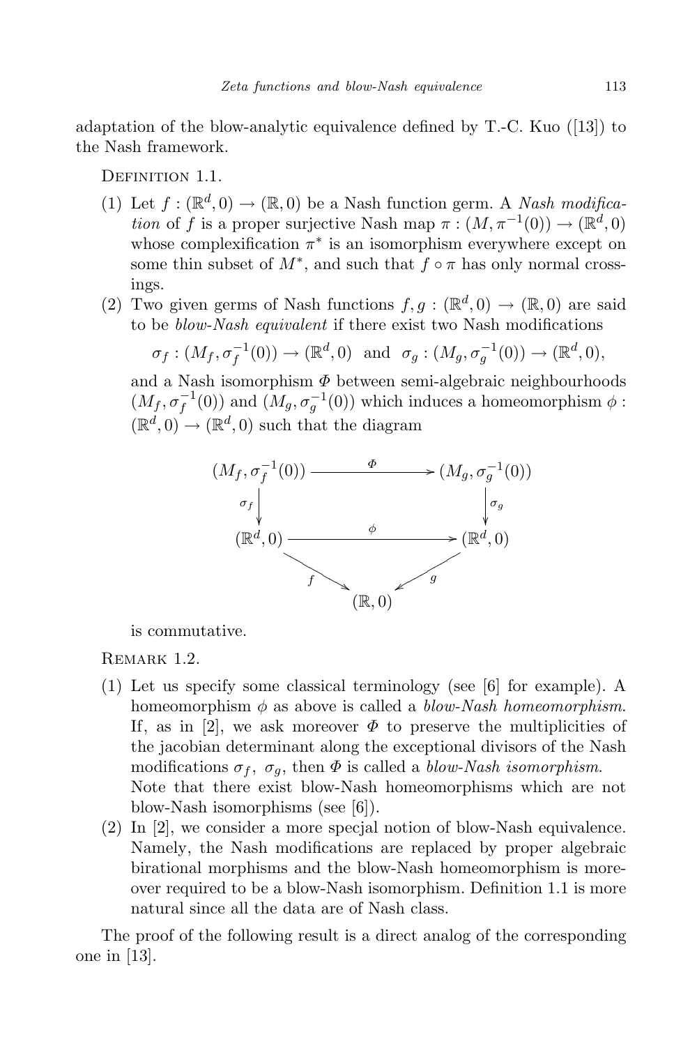adaptation of the blow-analytic equivalence defined by T.-C. Kuo ([13]) to the Nash framework.

Definition 1.1.

1. Let $f : (\mathbb{R}^d, 0) \to (\mathbb{R}, 0)$ be a Nash function germ. A *Nash modification* of $f$ is a proper surjective Nash map $\pi : (M, \pi^{-1}(0)) \to (\mathbb{R}^d, 0)$ whose complexification $\pi^*$ is an isomorphism everywhere except on some thin subset of $M^*$, and such that $f \circ \pi$ has only normal crossings.
2. Two given germs of Nash functions $f, g : (\mathbb{R}^d, 0) \to (\mathbb{R}, 0)$ are said to be *blow-Nash equivalent* if there exist two Nash modifications

$$\sigma_f : (M_f, \sigma_f^{-1}(0)) \to (\mathbb{R}^d, 0) \quad \text{and} \quad \sigma_g : (M_g, \sigma_g^{-1}(0)) \to (\mathbb{R}^d, 0),$$

and a Nash isomorphism $\Phi$ between semi-algebraic neighbourhoods $(M_f, \sigma_f^{-1}(0))$ and $(M_g, \sigma_g^{-1}(0))$ which induces a homeomorphism $\phi : (\mathbb{R}^d, 0) \to (\mathbb{R}^d, 0)$ such that the diagram

$$\begin{array}{ccc}
(M_f, \sigma_f^{-1}(0)) & \xrightarrow{\Phi} & (M_g, \sigma_g^{-1}(0)) \\
\downarrow{\scriptstyle \sigma_f} & & \downarrow{\scriptstyle \sigma_g} \\
(\mathbb{R}^d, 0) & \xrightarrow{\phi} & (\mathbb{R}^d, 0) \\
& {\scriptstyle f} \searrow \quad \swarrow {\scriptstyle g} & \\
& (\mathbb{R}, 0) &
\end{array}$$

is commutative.

Remark 1.2.

1. Let us specify some classical terminology (see [6] for example). A homeomorphism $\phi$ as above is called a *blow-Nash homeomorphism*. If, as in [2], we ask moreover $\Phi$ to preserve the multiplicities of the jacobian determinant along the exceptional divisors of the Nash modifications $\sigma_f$, $\sigma_g$, then $\Phi$ is called a *blow-Nash isomorphism*. Note that there exist blow-Nash homeomorphisms which are not blow-Nash isomorphisms (see [6]).
2. In [2], we consider a more specjal notion of blow-Nash equivalence. Namely, the Nash modifications are replaced by proper algebraic birational morphisms and the blow-Nash homeomorphism is moreover required to be a blow-Nash isomorphism. Definition 1.1 is more natural since all the data are of Nash class.

The proof of the following result is a direct analog of the corresponding one in [13].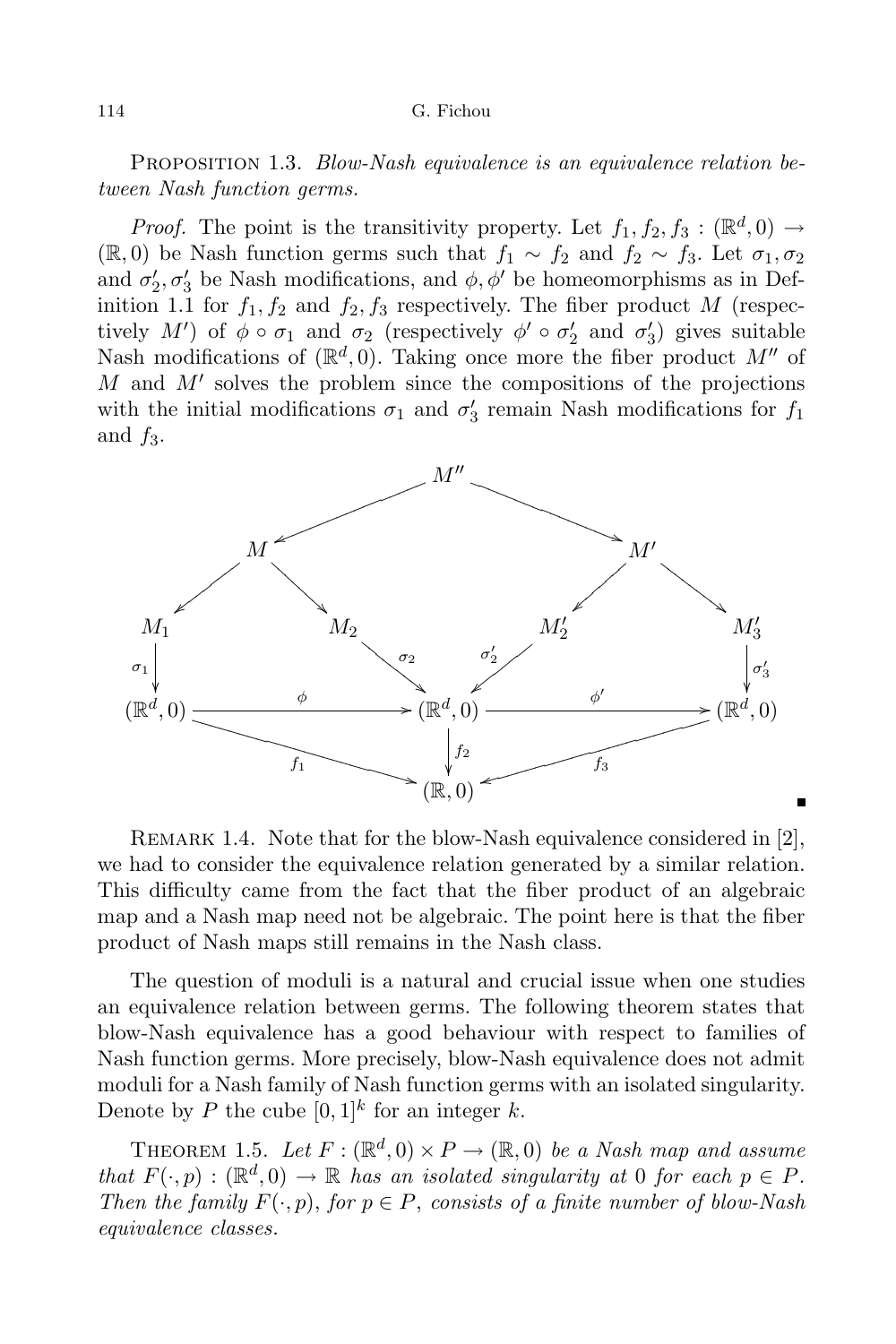PROPOSITION 1.3. *Blow-Nash equivalence is an equivalence relation between Nash function germs.*

*Proof.* The point is the transitivity property. Let $f_1, f_2, f_3 : (\mathbb{R}^d, 0) \to (\mathbb{R}, 0)$ be Nash function germs such that $f_1 \sim f_2$ and $f_2 \sim f_3$. Let $\sigma_1, \sigma_2$ and $\sigma_2', \sigma_3'$ be Nash modifications, and $\phi, \phi'$ be homeomorphisms as in Definition 1.1 for $f_1, f_2$ and $f_2, f_3$ respectively. The fiber product $M$ (respectively $M'$) of $\phi \circ \sigma_1$ and $\sigma_2$ (respectively $\phi' \circ \sigma_2'$ and $\sigma_3'$) gives suitable Nash modifications of $(\mathbb{R}^d, 0)$. Taking once more the fiber product $M''$ of $M$ and $M'$ solves the problem since the compositions of the projections with the initial modifications $\sigma_1$ and $\sigma_3'$ remain Nash modifications for $f_1$ and $f_3$.

$$
\begin{array}{ccccccc}
 & & & M'' & & & \\
 & & \swarrow & & \searrow & & \\
 & M & & & & M' & \\
 \swarrow & & \searrow & & \swarrow & & \searrow \\
M_1 & & M_2 & & M_2' & & M_3' \\
\downarrow{\scriptstyle \sigma_1} & & \searrow{\scriptstyle \sigma_2} & & \swarrow{\scriptstyle \sigma_2'} & & \downarrow{\scriptstyle \sigma_3'} \\
(\mathbb{R}^d, 0) & \xrightarrow{\ \phi\ } & & (\mathbb{R}^d, 0) & & \xrightarrow{\ \phi'\ } & (\mathbb{R}^d, 0) \\
 & \searrow{\scriptstyle f_1} & & \downarrow{\scriptstyle f_2} & & \swarrow{\scriptstyle f_3} & \\
 & & & (\mathbb{R}, 0) & & &
\end{array}
$$

■

REMARK 1.4. Note that for the blow-Nash equivalence considered in [2], we had to consider the equivalence relation generated by a similar relation. This difficulty came from the fact that the fiber product of an algebraic map and a Nash map need not be algebraic. The point here is that the fiber product of Nash maps still remains in the Nash class.

The question of moduli is a natural and crucial issue when one studies an equivalence relation between germs. The following theorem states that blow-Nash equivalence has a good behaviour with respect to families of Nash function germs. More precisely, blow-Nash equivalence does not admit moduli for a Nash family of Nash function germs with an isolated singularity. Denote by $P$ the cube $[0, 1]^k$ for an integer $k$.

THEOREM 1.5. *Let $F : (\mathbb{R}^d, 0) \times P \to (\mathbb{R}, 0)$ be a Nash map and assume that $F(\cdot, p) : (\mathbb{R}^d, 0) \to \mathbb{R}$ has an isolated singularity at 0 for each $p \in P$. Then the family $F(\cdot, p)$, for $p \in P$, consists of a finite number of blow-Nash equivalence classes.*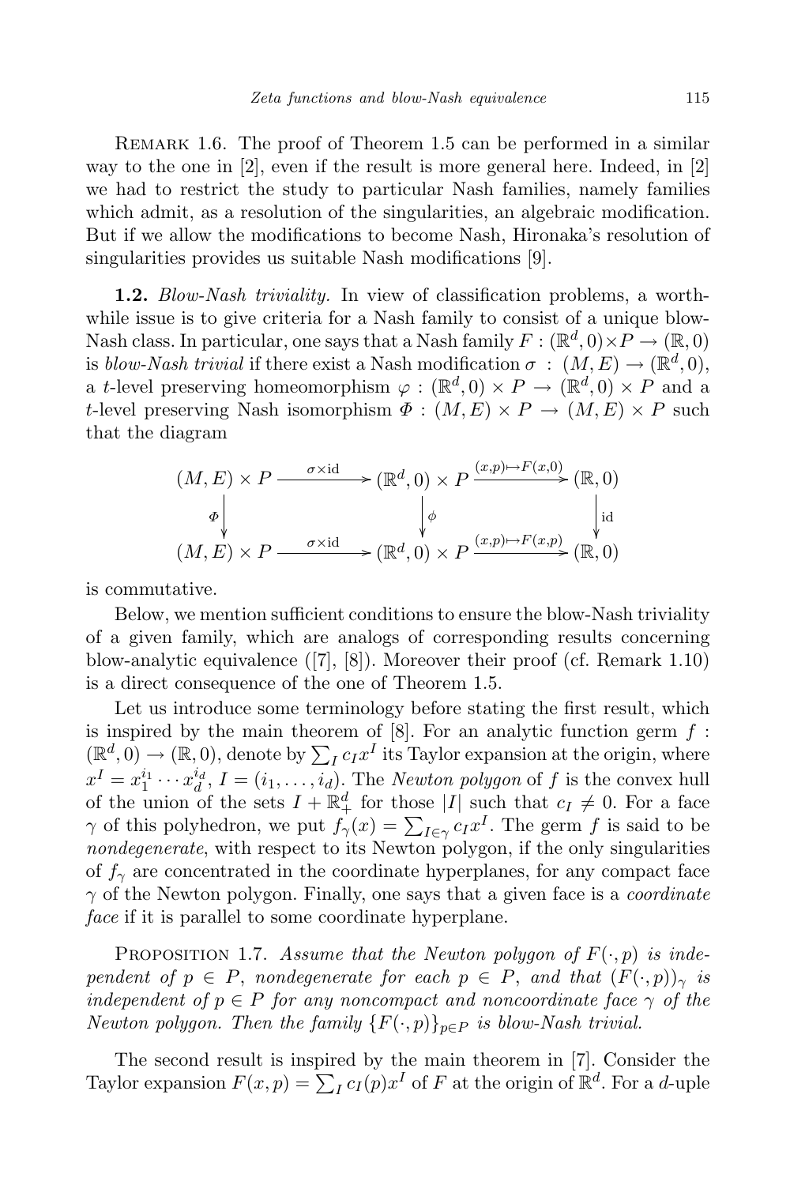REMARK 1.6. The proof of Theorem 1.5 can be performed in a similar way to the one in [2], even if the result is more general here. Indeed, in [2] we had to restrict the study to particular Nash families, namely families which admit, as a resolution of the singularities, an algebraic modification. But if we allow the modifications to become Nash, Hironaka's resolution of singularities provides us suitable Nash modifications [9].

**1.2.** *Blow-Nash triviality.* In view of classification problems, a worthwhile issue is to give criteria for a Nash family to consist of a unique blow-Nash class. In particular, one says that a Nash family $F : (\mathbb{R}^d, 0) \times P \to (\mathbb{R}, 0)$ is *blow-Nash trivial* if there exist a Nash modification $\sigma : (M, E) \to (\mathbb{R}^d, 0)$, a $t$-level preserving homeomorphism $\varphi : (\mathbb{R}^d, 0) \times P \to (\mathbb{R}^d, 0) \times P$ and a $t$-level preserving Nash isomorphism $\Phi : (M, E) \times P \to (M, E) \times P$ such that the diagram

$$\begin{array}{ccccc}
(M,E)\times P & \xrightarrow{\sigma\times\mathrm{id}} & (\mathbb{R}^d,0)\times P & \xrightarrow{(x,p)\mapsto F(x,0)} & (\mathbb{R},0) \\
\downarrow{\scriptstyle \Phi} & & \downarrow{\scriptstyle \phi} & & \downarrow{\scriptstyle \mathrm{id}} \\
(M,E)\times P & \xrightarrow{\sigma\times\mathrm{id}} & (\mathbb{R}^d,0)\times P & \xrightarrow{(x,p)\mapsto F(x,p)} & (\mathbb{R},0)
\end{array}$$

is commutative.

Below, we mention sufficient conditions to ensure the blow-Nash triviality of a given family, which are analogs of corresponding results concerning blow-analytic equivalence ([7], [8]). Moreover their proof (cf. Remark 1.10) is a direct consequence of the one of Theorem 1.5.

Let us introduce some terminology before stating the first result, which is inspired by the main theorem of [8]. For an analytic function germ $f : (\mathbb{R}^d, 0) \to (\mathbb{R}, 0)$, denote by $\sum_I c_I x^I$ its Taylor expansion at the origin, where $x^I = x_1^{i_1} \cdots x_d^{i_d}$, $I = (i_1, \ldots, i_d)$. The *Newton polygon* of $f$ is the convex hull of the union of the sets $I + \mathbb{R}_+^d$ for those $|I|$ such that $c_I \neq 0$. For a face $\gamma$ of this polyhedron, we put $f_\gamma(x) = \sum_{I \in \gamma} c_I x^I$. The germ $f$ is said to be *nondegenerate*, with respect to its Newton polygon, if the only singularities of $f_\gamma$ are concentrated in the coordinate hyperplanes, for any compact face $\gamma$ of the Newton polygon. Finally, one says that a given face is a *coordinate face* if it is parallel to some coordinate hyperplane.

PROPOSITION 1.7. *Assume that the Newton polygon of $F(\cdot, p)$ is independent of $p \in P$, nondegenerate for each $p \in P$, and that $(F(\cdot, p))_\gamma$ is independent of $p \in P$ for any noncompact and noncoordinate face $\gamma$ of the Newton polygon. Then the family $\{F(\cdot, p)\}_{p \in P}$ is blow-Nash trivial.*

The second result is inspired by the main theorem in [7]. Consider the Taylor expansion $F(x, p) = \sum_I c_I(p) x^I$ of $F$ at the origin of $\mathbb{R}^d$. For a $d$-uple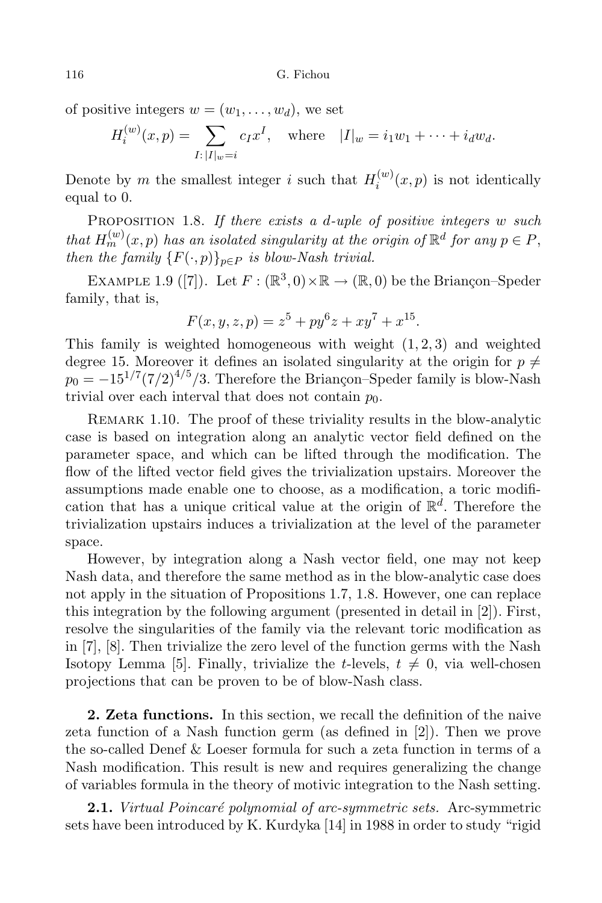of positive integers $w = (w_1, \dots, w_d)$, we set

$$H_i^{(w)}(x,p) = \sum_{I\colon |I|_w = i} c_I x^I, \quad \text{where} \quad |I|_w = i_1 w_1 + \dots + i_d w_d.$$

Denote by $m$ the smallest integer $i$ such that $H_i^{(w)}(x,p)$ is not identically equal to 0.

Proposition 1.8. *If there exists a $d$-uple of positive integers $w$ such that $H_m^{(w)}(x,p)$ has an isolated singularity at the origin of $\mathbb{R}^d$ for any $p \in P$, then the family $\{F(\cdot, p)\}_{p\in P}$ is blow-Nash trivial.*

Example 1.9 ([7]). Let $F : (\mathbb{R}^3, 0)\times\mathbb{R} \to (\mathbb{R}, 0)$ be the Briançon–Speder family, that is,

$$F(x, y, z, p) = z^5 + py^6 z + xy^7 + x^{15}.$$

This family is weighted homogeneous with weight $(1, 2, 3)$ and weighted degree 15. Moreover it defines an isolated singularity at the origin for $p \neq p_0 = -15^{1/7}(7/2)^{4/5}/3$. Therefore the Briançon–Speder family is blow-Nash trivial over each interval that does not contain $p_0$.

Remark 1.10. The proof of these triviality results in the blow-analytic case is based on integration along an analytic vector field defined on the parameter space, and which can be lifted through the modification. The flow of the lifted vector field gives the trivialization upstairs. Moreover the assumptions made enable one to choose, as a modification, a toric modification that has a unique critical value at the origin of $\mathbb{R}^d$. Therefore the trivialization upstairs induces a trivialization at the level of the parameter space.

However, by integration along a Nash vector field, one may not keep Nash data, and therefore the same method as in the blow-analytic case does not apply in the situation of Propositions 1.7, 1.8. However, one can replace this integration by the following argument (presented in detail in [2]). First, resolve the singularities of the family via the relevant toric modification as in [7], [8]. Then trivialize the zero level of the function germs with the Nash Isotopy Lemma [5]. Finally, trivialize the $t$-levels, $t \neq 0$, via well-chosen projections that can be proven to be of blow-Nash class.

**2. Zeta functions.** In this section, we recall the definition of the naive zeta function of a Nash function germ (as defined in [2]). Then we prove the so-called Denef & Loeser formula for such a zeta function in terms of a Nash modification. This result is new and requires generalizing the change of variables formula in the theory of motivic integration to the Nash setting.

**2.1.** *Virtual Poincaré polynomial of arc-symmetric sets.* Arc-symmetric sets have been introduced by K. Kurdyka [14] in 1988 in order to study “rigid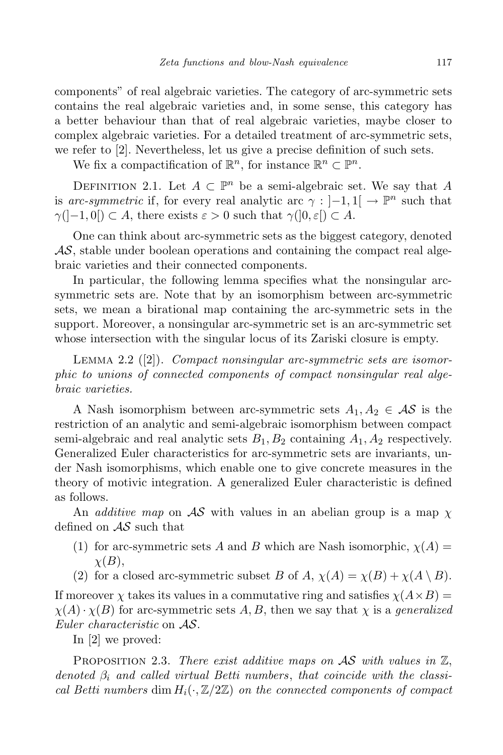components" of real algebraic varieties. The category of arc-symmetric sets contains the real algebraic varieties and, in some sense, this category has a better behaviour than that of real algebraic varieties, maybe closer to complex algebraic varieties. For a detailed treatment of arc-symmetric sets, we refer to [2]. Nevertheless, let us give a precise definition of such sets.

We fix a compactification of $\mathbb{R}^n$, for instance $\mathbb{R}^n \subset \mathbb{P}^n$.

Definition 2.1. Let $A \subset \mathbb{P}^n$ be a semi-algebraic set. We say that $A$ is *arc-symmetric* if, for every real analytic arc $\gamma : ]-1,1[ \to \mathbb{P}^n$ such that $\gamma(]-1,0[) \subset A$, there exists $\varepsilon > 0$ such that $\gamma(]0,\varepsilon[) \subset A$.

One can think about arc-symmetric sets as the biggest category, denoted $\mathcal{AS}$, stable under boolean operations and containing the compact real algebraic varieties and their connected components.

In particular, the following lemma specifies what the nonsingular arc-symmetric sets are. Note that by an isomorphism between arc-symmetric sets, we mean a birational map containing the arc-symmetric sets in the support. Moreover, a nonsingular arc-symmetric set is an arc-symmetric set whose intersection with the singular locus of its Zariski closure is empty.

Lemma 2.2 ([2]). *Compact nonsingular arc-symmetric sets are isomorphic to unions of connected components of compact nonsingular real algebraic varieties.*

A Nash isomorphism between arc-symmetric sets $A_1, A_2 \in \mathcal{AS}$ is the restriction of an analytic and semi-algebraic isomorphism between compact semi-algebraic and real analytic sets $B_1, B_2$ containing $A_1, A_2$ respectively. Generalized Euler characteristics for arc-symmetric sets are invariants, under Nash isomorphisms, which enable one to give concrete measures in the theory of motivic integration. A generalized Euler characteristic is defined as follows.

An *additive map* on $\mathcal{AS}$ with values in an abelian group is a map $\chi$ defined on $\mathcal{AS}$ such that

(1) for arc-symmetric sets $A$ and $B$ which are Nash isomorphic, $\chi(A) = \chi(B)$,
(2) for a closed arc-symmetric subset $B$ of $A$, $\chi(A) = \chi(B) + \chi(A \setminus B)$.

If moreover $\chi$ takes its values in a commutative ring and satisfies $\chi(A \times B) = \chi(A) \cdot \chi(B)$ for arc-symmetric sets $A, B$, then we say that $\chi$ is a *generalized Euler characteristic* on $\mathcal{AS}$.

In [2] we proved:

Proposition 2.3. *There exist additive maps on $\mathcal{AS}$ with values in $\mathbb{Z}$, denoted $\beta_i$ and called virtual Betti numbers, that coincide with the classical Betti numbers $\dim H_i(\cdot, \mathbb{Z}/2\mathbb{Z})$ on the connected components of compact*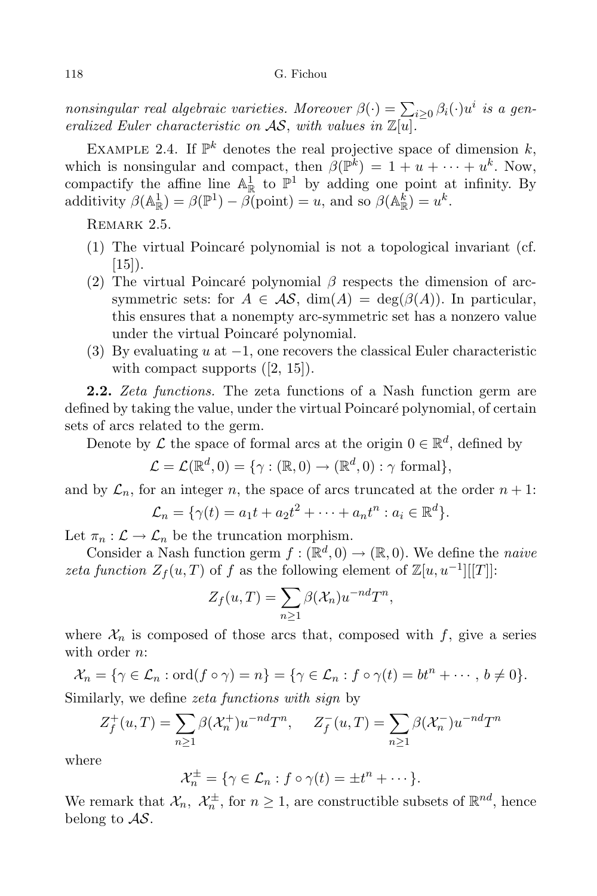*nonsingular real algebraic varieties. Moreover $\beta(\cdot) = \sum_{i \geq 0} \beta_i(\cdot) u^i$ is a generalized Euler characteristic on $\mathcal{AS}$, with values in $\mathbb{Z}[u]$.*

Example 2.4. If $\mathbb{P}^k$ denotes the real projective space of dimension $k$, which is nonsingular and compact, then $\beta(\mathbb{P}^k) = 1 + u + \cdots + u^k$. Now, compactify the affine line $\mathbb{A}^1_{\mathbb{R}}$ to $\mathbb{P}^1$ by adding one point at infinity. By additivity $\beta(\mathbb{A}^1_{\mathbb{R}}) = \beta(\mathbb{P}^1) - \beta(\text{point}) = u$, and so $\beta(\mathbb{A}^k_{\mathbb{R}}) = u^k$.

Remark 2.5.

1. The virtual Poincaré polynomial is not a topological invariant (cf. [15]).
2. The virtual Poincaré polynomial $\beta$ respects the dimension of arc-symmetric sets: for $A \in \mathcal{AS}$, $\dim(A) = \deg(\beta(A))$. In particular, this ensures that a nonempty arc-symmetric set has a nonzero value under the virtual Poincaré polynomial.
3. By evaluating $u$ at $-1$, one recovers the classical Euler characteristic with compact supports ([2, 15]).

**2.2.** *Zeta functions.* The zeta functions of a Nash function germ are defined by taking the value, under the virtual Poincaré polynomial, of certain sets of arcs related to the germ.

Denote by $\mathcal{L}$ the space of formal arcs at the origin $0 \in \mathbb{R}^d$, defined by

$$\mathcal{L} = \mathcal{L}(\mathbb{R}^d, 0) = \{\gamma : (\mathbb{R}, 0) \to (\mathbb{R}^d, 0) : \gamma \text{ formal}\},$$

and by $\mathcal{L}_n$, for an integer $n$, the space of arcs truncated at the order $n+1$:

$$\mathcal{L}_n = \{\gamma(t) = a_1 t + a_2 t^2 + \cdots + a_n t^n : a_i \in \mathbb{R}^d\}.$$

Let $\pi_n : \mathcal{L} \to \mathcal{L}_n$ be the truncation morphism.

Consider a Nash function germ $f : (\mathbb{R}^d, 0) \to (\mathbb{R}, 0)$. We define the *naive zeta function* $Z_f(u, T)$ of $f$ as the following element of $\mathbb{Z}[u, u^{-1}][[T]]$:

$$Z_f(u, T) = \sum_{n \geq 1} \beta(\mathcal{X}_n) u^{-nd} T^n,$$

where $\mathcal{X}_n$ is composed of those arcs that, composed with $f$, give a series with order $n$:

$$\mathcal{X}_n = \{\gamma \in \mathcal{L}_n : \operatorname{ord}(f \circ \gamma) = n\} = \{\gamma \in \mathcal{L}_n : f \circ \gamma(t) = bt^n + \cdots,\ b \neq 0\}.$$

Similarly, we define *zeta functions with sign* by

$$Z_f^+(u, T) = \sum_{n \geq 1} \beta(\mathcal{X}_n^+) u^{-nd} T^n, \qquad Z_f^-(u, T) = \sum_{n \geq 1} \beta(\mathcal{X}_n^-) u^{-nd} T^n$$

where

$$\mathcal{X}_n^{\pm} = \{\gamma \in \mathcal{L}_n : f \circ \gamma(t) = \pm t^n + \cdots\}.$$

We remark that $\mathcal{X}_n$, $\mathcal{X}_n^{\pm}$, for $n \geq 1$, are constructible subsets of $\mathbb{R}^{nd}$, hence belong to $\mathcal{AS}$.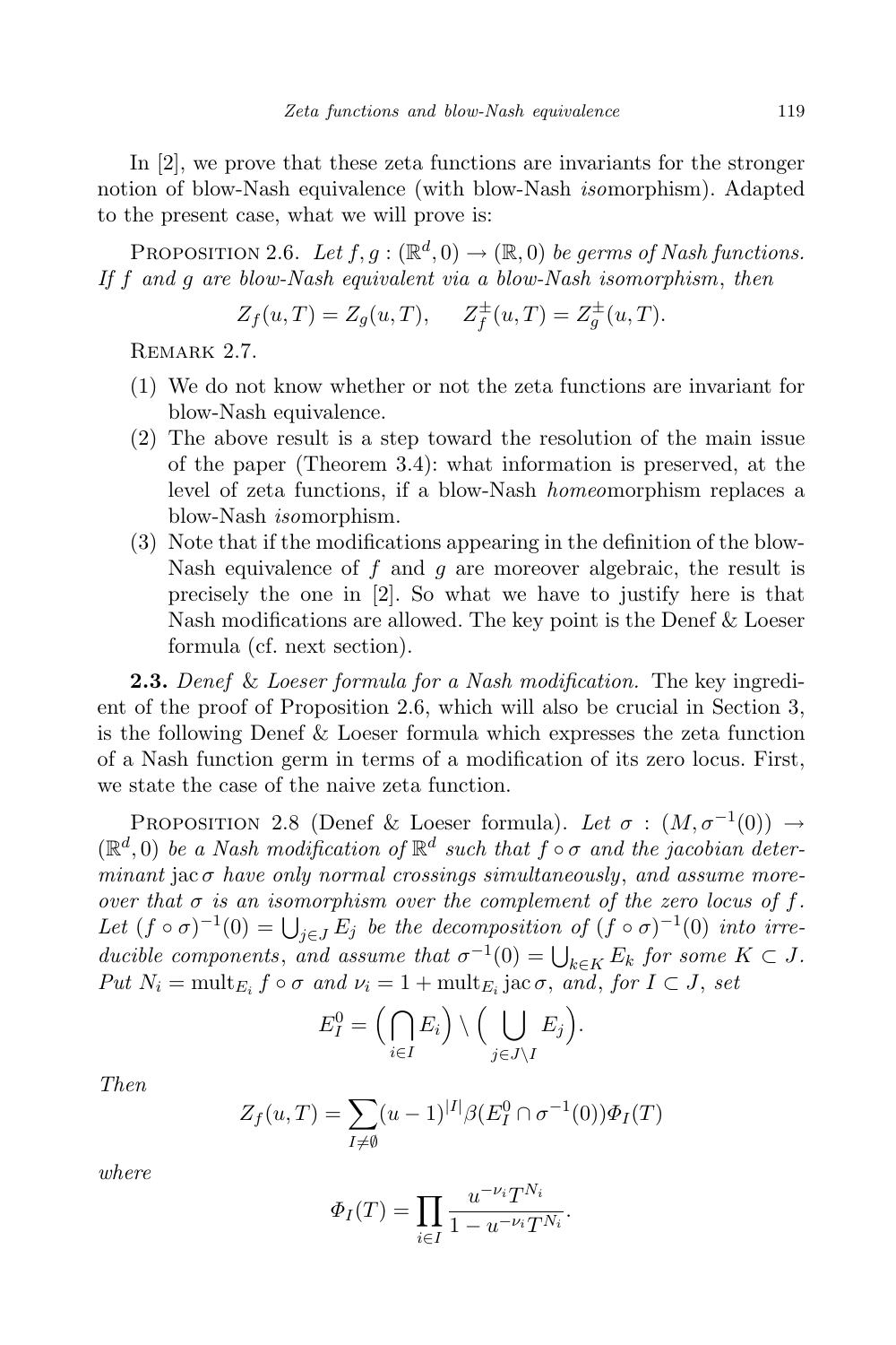In [2], we prove that these zeta functions are invariants for the stronger notion of blow-Nash equivalence (with blow-Nash *iso*morphism). Adapted to the present case, what we will prove is:

Proposition 2.6. *Let $f, g : (\mathbb{R}^d, 0) \to (\mathbb{R}, 0)$ be germs of Nash functions. If $f$ and $g$ are blow-Nash equivalent via a blow-Nash isomorphism, then*

$$Z_f(u,T) = Z_g(u,T), \qquad Z_f^{\pm}(u,T) = Z_g^{\pm}(u,T).$$

Remark 2.7.

(1) We do not know whether or not the zeta functions are invariant for blow-Nash equivalence.
(2) The above result is a step toward the resolution of the main issue of the paper (Theorem 3.4): what information is preserved, at the level of zeta functions, if a blow-Nash *homeo*morphism replaces a blow-Nash *iso*morphism.
(3) Note that if the modifications appearing in the definition of the blow-Nash equivalence of $f$ and $g$ are moreover algebraic, the result is precisely the one in [2]. So what we have to justify here is that Nash modifications are allowed. The key point is the Denef & Loeser formula (cf. next section).

**2.3.** *Denef & Loeser formula for a Nash modification.* The key ingredient of the proof of Proposition 2.6, which will also be crucial in Section 3, is the following Denef & Loeser formula which expresses the zeta function of a Nash function germ in terms of a modification of its zero locus. First, we state the case of the naive zeta function.

Proposition 2.8 (Denef & Loeser formula). *Let $\sigma : (M, \sigma^{-1}(0)) \to (\mathbb{R}^d, 0)$ be a Nash modification of $\mathbb{R}^d$ such that $f \circ \sigma$ and the jacobian determinant $\operatorname{jac} \sigma$ have only normal crossings simultaneously, and assume moreover that $\sigma$ is an isomorphism over the complement of the zero locus of $f$. Let $(f \circ \sigma)^{-1}(0) = \bigcup_{j \in J} E_j$ be the decomposition of $(f \circ \sigma)^{-1}(0)$ into irreducible components, and assume that $\sigma^{-1}(0) = \bigcup_{k \in K} E_k$ for some $K \subset J$. Put $N_i = \operatorname{mult}_{E_i} f \circ \sigma$ and $\nu_i = 1 + \operatorname{mult}_{E_i} \operatorname{jac} \sigma$, and, for $I \subset J$, set*

$$E_I^0 = \Big( \bigcap_{i \in I} E_i \Big) \setminus \Big( \bigcup_{j \in J \setminus I} E_j \Big).$$

*Then*

$$Z_f(u,T) = \sum_{I \neq \emptyset} (u-1)^{|I|} \beta(E_I^0 \cap \sigma^{-1}(0)) \Phi_I(T)$$

*where*

$$\Phi_I(T) = \prod_{i \in I} \frac{u^{-\nu_i} T^{N_i}}{1 - u^{-\nu_i} T^{N_i}}.$$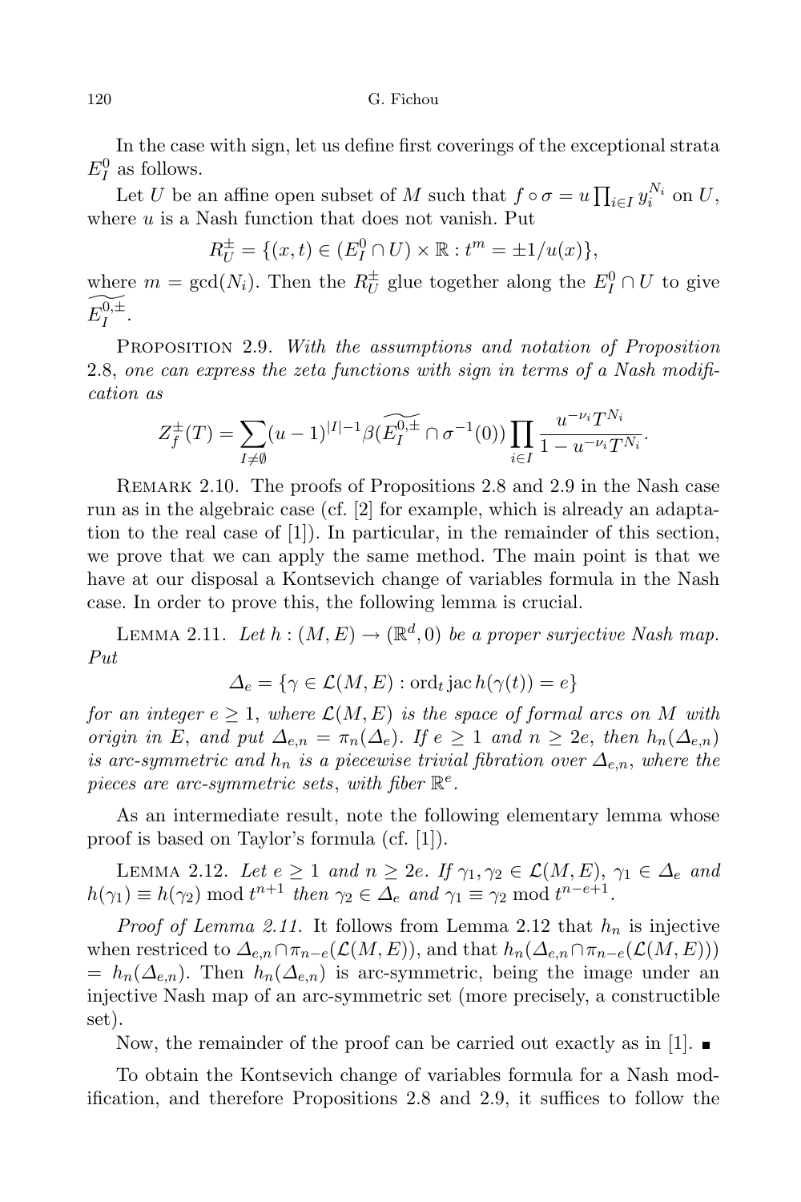In the case with sign, let us define first coverings of the exceptional strata $E_I^0$ as follows.

Let $U$ be an affine open subset of $M$ such that $f \circ \sigma = u \prod_{i \in I} y_i^{N_i}$ on $U$, where $u$ is a Nash function that does not vanish. Put

$$R_U^{\pm} = \{(x,t) \in (E_I^0 \cap U) \times \mathbb{R} : t^m = \pm 1/u(x)\},$$

where $m = \gcd(N_i)$. Then the $R_U^{\pm}$ glue together along the $E_I^0 \cap U$ to give $\widetilde{E_I^{0,\pm}}$.

Proposition 2.9. *With the assumptions and notation of Proposition* 2.8, *one can express the zeta functions with sign in terms of a Nash modification as*

$$Z_f^{\pm}(T) = \sum_{I \neq \emptyset} (u-1)^{|I|-1} \beta(\widetilde{E_I^{0,\pm}} \cap \sigma^{-1}(0)) \prod_{i \in I} \frac{u^{-\nu_i} T^{N_i}}{1 - u^{-\nu_i} T^{N_i}}.$$

Remark 2.10. The proofs of Propositions 2.8 and 2.9 in the Nash case run as in the algebraic case (cf. [2] for example, which is already an adaptation to the real case of [1]). In particular, in the remainder of this section, we prove that we can apply the same method. The main point is that we have at our disposal a Kontsevich change of variables formula in the Nash case. In order to prove this, the following lemma is crucial.

Lemma 2.11. *Let $h : (M,E) \to (\mathbb{R}^d, 0)$ be a proper surjective Nash map. Put*

$$\Delta_e = \{\gamma \in \mathcal{L}(M,E) : \operatorname{ord}_t \operatorname{jac} h(\gamma(t)) = e\}$$

*for an integer $e \geq 1$, where $\mathcal{L}(M,E)$ is the space of formal arcs on $M$ with origin in $E$, and put $\Delta_{e,n} = \pi_n(\Delta_e)$. If $e \geq 1$ and $n \geq 2e$, then $h_n(\Delta_{e,n})$ is arc-symmetric and $h_n$ is a piecewise trivial fibration over $\Delta_{e,n}$, where the pieces are arc-symmetric sets, with fiber $\mathbb{R}^e$.*

As an intermediate result, note the following elementary lemma whose proof is based on Taylor's formula (cf. [1]).

Lemma 2.12. *Let $e \geq 1$ and $n \geq 2e$. If $\gamma_1, \gamma_2 \in \mathcal{L}(M,E)$, $\gamma_1 \in \Delta_e$ and $h(\gamma_1) \equiv h(\gamma_2) \bmod t^{n+1}$ then $\gamma_2 \in \Delta_e$ and $\gamma_1 \equiv \gamma_2 \bmod t^{n-e+1}$.*

*Proof of Lemma 2.11.* It follows from Lemma 2.12 that $h_n$ is injective when restriced to $\Delta_{e,n} \cap \pi_{n-e}(\mathcal{L}(M,E))$, and that $h_n(\Delta_{e,n} \cap \pi_{n-e}(\mathcal{L}(M,E))) = h_n(\Delta_{e,n})$. Then $h_n(\Delta_{e,n})$ is arc-symmetric, being the image under an injective Nash map of an arc-symmetric set (more precisely, a constructible set).

Now, the remainder of the proof can be carried out exactly as in [1]. ∎

To obtain the Kontsevich change of variables formula for a Nash modification, and therefore Propositions 2.8 and 2.9, it suffices to follow the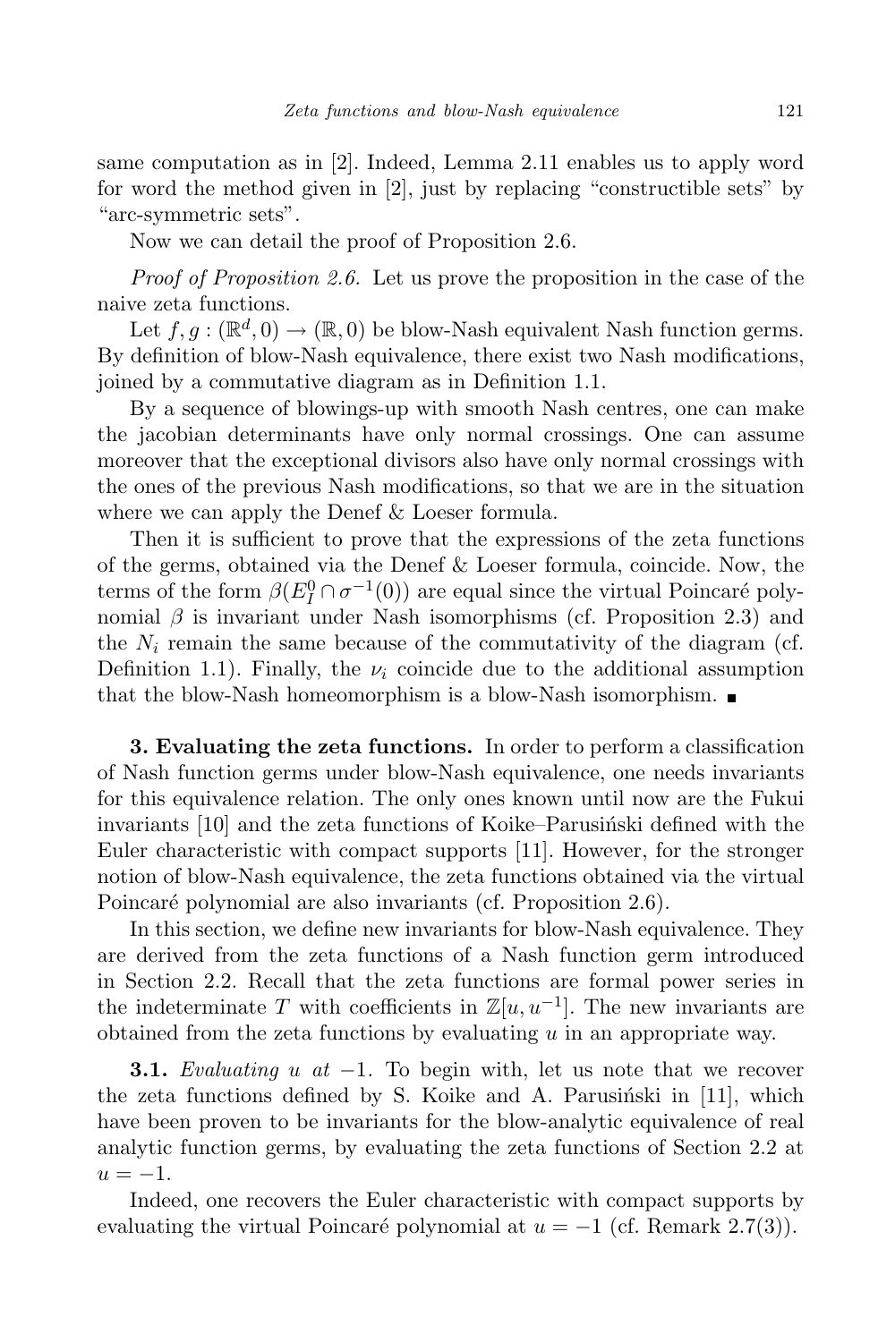same computation as in [2]. Indeed, Lemma 2.11 enables us to apply word for word the method given in [2], just by replacing "constructible sets" by "arc-symmetric sets".

Now we can detail the proof of Proposition 2.6.

*Proof of Proposition 2.6.* Let us prove the proposition in the case of the naive zeta functions.

Let $f, g : (\mathbb{R}^d, 0) \to (\mathbb{R}, 0)$ be blow-Nash equivalent Nash function germs. By definition of blow-Nash equivalence, there exist two Nash modifications, joined by a commutative diagram as in Definition 1.1.

By a sequence of blowings-up with smooth Nash centres, one can make the jacobian determinants have only normal crossings. One can assume moreover that the exceptional divisors also have only normal crossings with the ones of the previous Nash modifications, so that we are in the situation where we can apply the Denef & Loeser formula.

Then it is sufficient to prove that the expressions of the zeta functions of the germs, obtained via the Denef & Loeser formula, coincide. Now, the terms of the form $\beta(E_I^0 \cap \sigma^{-1}(0))$ are equal since the virtual Poincaré polynomial $\beta$ is invariant under Nash isomorphisms (cf. Proposition 2.3) and the $N_i$ remain the same because of the commutativity of the diagram (cf. Definition 1.1). Finally, the $\nu_i$ coincide due to the additional assumption that the blow-Nash homeomorphism is a blow-Nash isomorphism. ∎

**3. Evaluating the zeta functions.** In order to perform a classification of Nash function germs under blow-Nash equivalence, one needs invariants for this equivalence relation. The only ones known until now are the Fukui invariants [10] and the zeta functions of Koike–Parusiński defined with the Euler characteristic with compact supports [11]. However, for the stronger notion of blow-Nash equivalence, the zeta functions obtained via the virtual Poincaré polynomial are also invariants (cf. Proposition 2.6).

In this section, we define new invariants for blow-Nash equivalence. They are derived from the zeta functions of a Nash function germ introduced in Section 2.2. Recall that the zeta functions are formal power series in the indeterminate $T$ with coefficients in $\mathbb{Z}[u, u^{-1}]$. The new invariants are obtained from the zeta functions by evaluating $u$ in an appropriate way.

**3.1.** *Evaluating $u$ at $-1$.* To begin with, let us note that we recover the zeta functions defined by S. Koike and A. Parusiński in [11], which have been proven to be invariants for the blow-analytic equivalence of real analytic function germs, by evaluating the zeta functions of Section 2.2 at $u = -1$.

Indeed, one recovers the Euler characteristic with compact supports by evaluating the virtual Poincaré polynomial at $u = -1$ (cf. Remark 2.7(3)).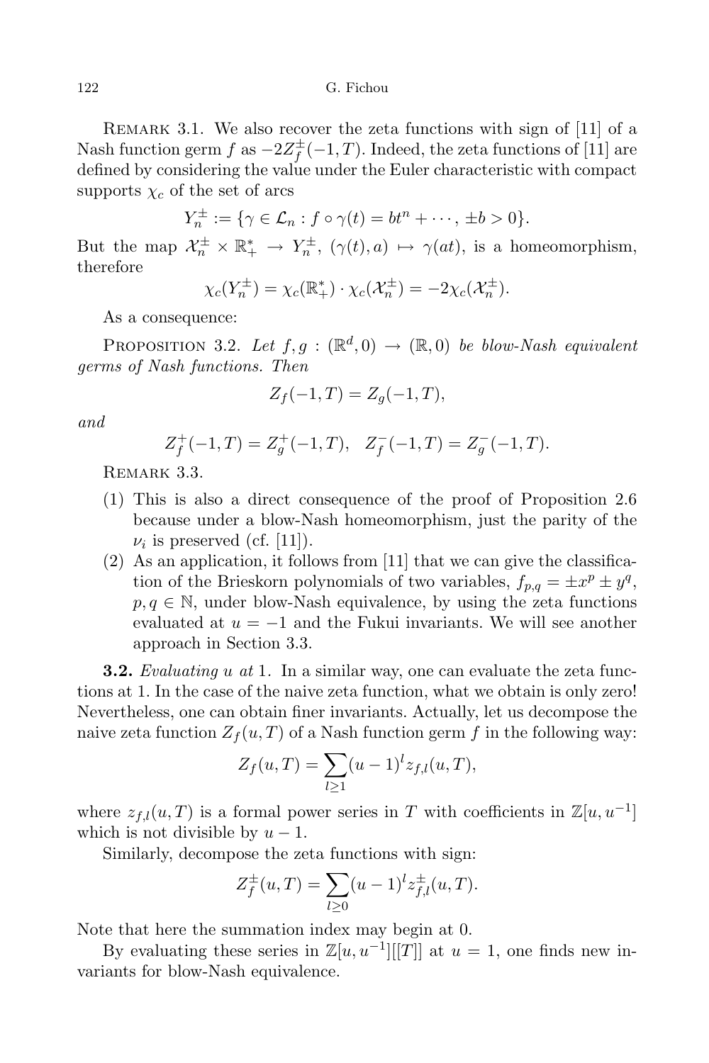REMARK 3.1. We also recover the zeta functions with sign of [11] of a Nash function germ $f$ as $-2Z_f^{\pm}(-1,T)$. Indeed, the zeta functions of [11] are defined by considering the value under the Euler characteristic with compact supports $\chi_c$ of the set of arcs

$$Y_n^{\pm} := \{\gamma \in \mathcal{L}_n : f \circ \gamma(t) = bt^n + \cdots, \pm b > 0\}.$$

But the map $\mathcal{X}_n^{\pm} \times \mathbb{R}_+^* \to Y_n^{\pm}$, $(\gamma(t), a) \mapsto \gamma(at)$, is a homeomorphism, therefore

$$\chi_c(Y_n^{\pm}) = \chi_c(\mathbb{R}_+^*) \cdot \chi_c(\mathcal{X}_n^{\pm}) = -2\chi_c(\mathcal{X}_n^{\pm}).$$

As a consequence:

PROPOSITION 3.2. *Let $f, g : (\mathbb{R}^d, 0) \to (\mathbb{R}, 0)$ be blow-Nash equivalent germs of Nash functions. Then*

$$Z_f(-1,T) = Z_g(-1,T),$$

*and*

$$Z_f^+(-1,T) = Z_g^+(-1,T), \quad Z_f^-(-1,T) = Z_g^-(-1,T).$$

REMARK 3.3.

1. This is also a direct consequence of the proof of Proposition 2.6 because under a blow-Nash homeomorphism, just the parity of the $\nu_i$ is preserved (cf. [11]).
2. As an application, it follows from [11] that we can give the classification of the Brieskorn polynomials of two variables, $f_{p,q} = \pm x^p \pm y^q$, $p, q \in \mathbb{N}$, under blow-Nash equivalence, by using the zeta functions evaluated at $u = -1$ and the Fukui invariants. We will see another approach in Section 3.3.

**3.2.** *Evaluating $u$ at* 1. In a similar way, one can evaluate the zeta functions at 1. In the case of the naive zeta function, what we obtain is only zero! Nevertheless, one can obtain finer invariants. Actually, let us decompose the naive zeta function $Z_f(u,T)$ of a Nash function germ $f$ in the following way:

$$Z_f(u,T) = \sum_{l \geq 1} (u-1)^l z_{f,l}(u,T),$$

where $z_{f,l}(u,T)$ is a formal power series in $T$ with coefficients in $\mathbb{Z}[u, u^{-1}]$ which is not divisible by $u-1$.

Similarly, decompose the zeta functions with sign:

$$Z_f^{\pm}(u,T) = \sum_{l \geq 0} (u-1)^l z_{f,l}^{\pm}(u,T).$$

Note that here the summation index may begin at 0.

By evaluating these series in $\mathbb{Z}[u, u^{-1}][[T]]$ at $u = 1$, one finds new invariants for blow-Nash equivalence.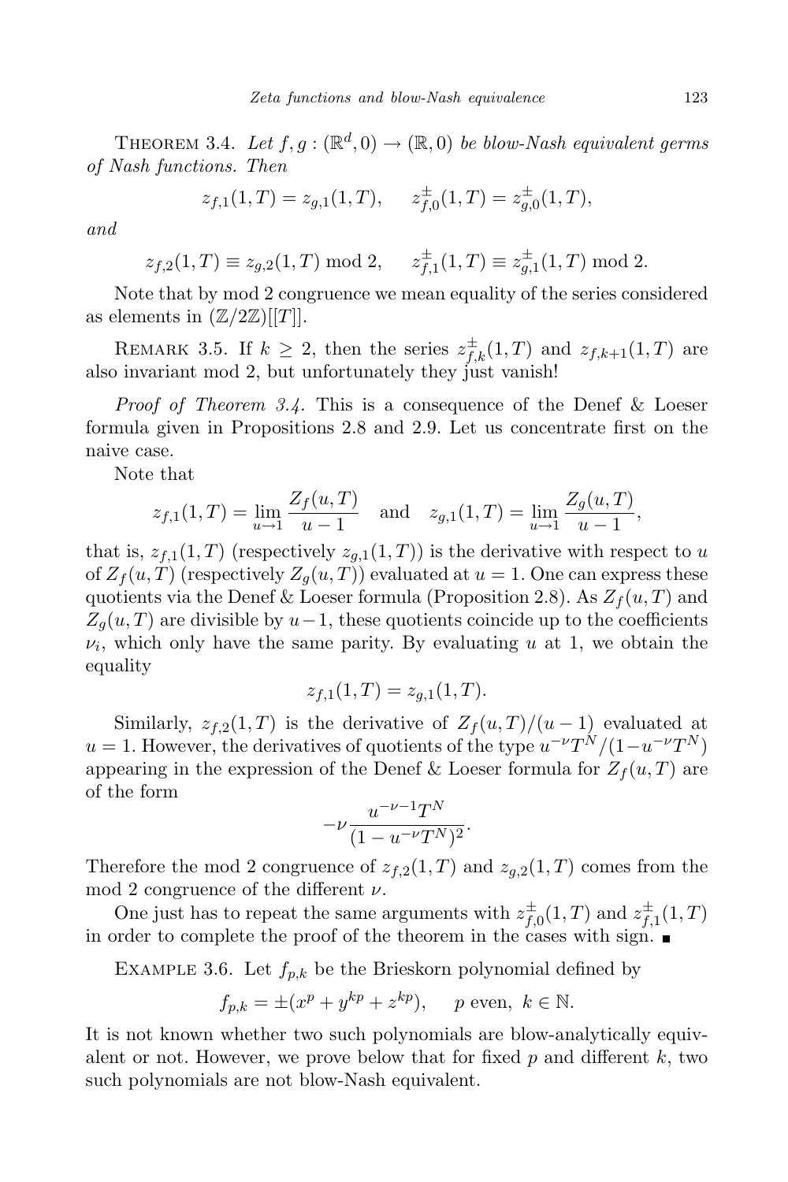Theorem 3.4. *Let $f, g : (\mathbb{R}^d, 0) \to (\mathbb{R}, 0)$ be blow-Nash equivalent germs of Nash functions. Then*

$$z_{f,1}(1,T) = z_{g,1}(1,T), \qquad z^{\pm}_{f,0}(1,T) = z^{\pm}_{g,0}(1,T),$$

*and*

$$z_{f,2}(1,T) \equiv z_{g,2}(1,T) \bmod 2, \qquad z^{\pm}_{f,1}(1,T) \equiv z^{\pm}_{g,1}(1,T) \bmod 2.$$

Note that by mod 2 congruence we mean equality of the series considered as elements in $(\mathbb{Z}/2\mathbb{Z})[[T]]$.

Remark 3.5. If $k \geq 2$, then the series $z^{\pm}_{f,k}(1,T)$ and $z_{f,k+1}(1,T)$ are also invariant mod 2, but unfortunately they just vanish!

*Proof of Theorem 3.4.* This is a consequence of the Denef & Loeser formula given in Propositions 2.8 and 2.9. Let us concentrate first on the naive case.

Note that

$$z_{f,1}(1,T) = \lim_{u\to 1} \frac{Z_f(u,T)}{u-1} \quad \text{and} \quad z_{g,1}(1,T) = \lim_{u\to 1} \frac{Z_g(u,T)}{u-1},$$

that is, $z_{f,1}(1,T)$ (respectively $z_{g,1}(1,T)$) is the derivative with respect to $u$ of $Z_f(u,T)$ (respectively $Z_g(u,T)$) evaluated at $u=1$. One can express these quotients via the Denef & Loeser formula (Proposition 2.8). As $Z_f(u,T)$ and $Z_g(u,T)$ are divisible by $u-1$, these quotients coincide up to the coefficients $\nu_i$, which only have the same parity. By evaluating $u$ at 1, we obtain the equality

$$z_{f,1}(1,T) = z_{g,1}(1,T).$$

Similarly, $z_{f,2}(1,T)$ is the derivative of $Z_f(u,T)/(u-1)$ evaluated at $u=1$. However, the derivatives of quotients of the type $u^{-\nu}T^N/(1-u^{-\nu}T^N)$ appearing in the expression of the Denef & Loeser formula for $Z_f(u,T)$ are of the form

$$-\nu \frac{u^{-\nu-1}T^N}{(1-u^{-\nu}T^N)^2}.$$

Therefore the mod 2 congruence of $z_{f,2}(1,T)$ and $z_{g,2}(1,T)$ comes from the mod 2 congruence of the different $\nu$.

One just has to repeat the same arguments with $z^{\pm}_{f,0}(1,T)$ and $z^{\pm}_{f,1}(1,T)$ in order to complete the proof of the theorem in the cases with sign. ■

Example 3.6. Let $f_{p,k}$ be the Brieskorn polynomial defined by

$$f_{p,k} = \pm(x^p + y^{kp} + z^{kp}), \qquad p \text{ even}, \ k \in \mathbb{N}.$$

It is not known whether two such polynomials are blow-analytically equivalent or not. However, we prove below that for fixed $p$ and different $k$, two such polynomials are not blow-Nash equivalent.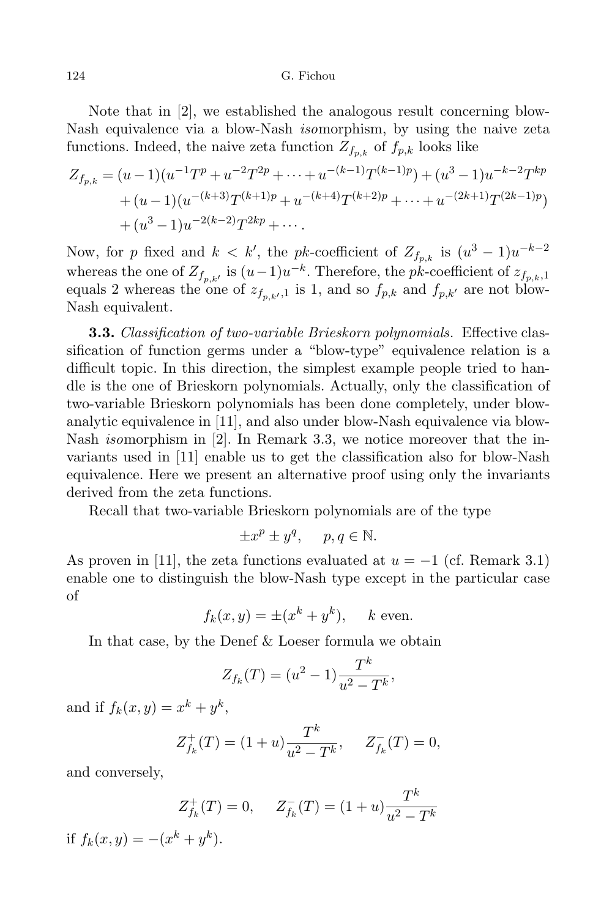Note that in [2], we established the analogous result concerning blow-Nash equivalence via a blow-Nash *iso*morphism, by using the naive zeta functions. Indeed, the naive zeta function $Z_{f_{p,k}}$ of $f_{p,k}$ looks like

$$
\begin{aligned}
Z_{f_{p,k}} = &(u-1)(u^{-1}T^p + u^{-2}T^{2p} + \cdots + u^{-(k-1)}T^{(k-1)p}) + (u^3-1)u^{-k-2}T^{kp} \\
&+ (u-1)(u^{-(k+3)}T^{(k+1)p} + u^{-(k+4)}T^{(k+2)p} + \cdots + u^{-(2k+1)}T^{(2k-1)p}) \\
&+ (u^3-1)u^{-2(k-2)}T^{2kp} + \cdots .
\end{aligned}
$$

Now, for $p$ fixed and $k < k'$, the $pk$-coefficient of $Z_{f_{p,k}}$ is $(u^3-1)u^{-k-2}$ whereas the one of $Z_{f_{p,k'}}$ is $(u-1)u^{-k}$. Therefore, the $pk$-coefficient of $z_{f_{p,k},1}$ equals 2 whereas the one of $z_{f_{p,k'},1}$ is 1, and so $f_{p,k}$ and $f_{p,k'}$ are not blow-Nash equivalent.

**3.3.** *Classification of two-variable Brieskorn polynomials.* Effective classification of function germs under a "blow-type" equivalence relation is a difficult topic. In this direction, the simplest example people tried to handle is the one of Brieskorn polynomials. Actually, only the classification of two-variable Brieskorn polynomials has been done completely, under blow-analytic equivalence in [11], and also under blow-Nash equivalence via blow-Nash *iso*morphism in [2]. In Remark 3.3, we notice moreover that the invariants used in [11] enable us to get the classification also for blow-Nash equivalence. Here we present an alternative proof using only the invariants derived from the zeta functions.

Recall that two-variable Brieskorn polynomials are of the type

$$\pm x^p \pm y^q, \quad p, q \in \mathbb{N}.$$

As proven in [11], the zeta functions evaluated at $u = -1$ (cf. Remark 3.1) enable one to distinguish the blow-Nash type except in the particular case of

$$f_k(x,y) = \pm(x^k + y^k), \quad k \text{ even}.$$

In that case, by the Denef & Loeser formula we obtain

$$Z_{f_k}(T) = (u^2-1)\frac{T^k}{u^2 - T^k},$$

and if $f_k(x,y) = x^k + y^k$,

$$Z^+_{f_k}(T) = (1+u)\frac{T^k}{u^2 - T^k}, \quad Z^-_{f_k}(T) = 0,$$

and conversely,

$$Z^+_{f_k}(T) = 0, \quad Z^-_{f_k}(T) = (1+u)\frac{T^k}{u^2 - T^k}$$

if $f_k(x,y) = -(x^k + y^k)$.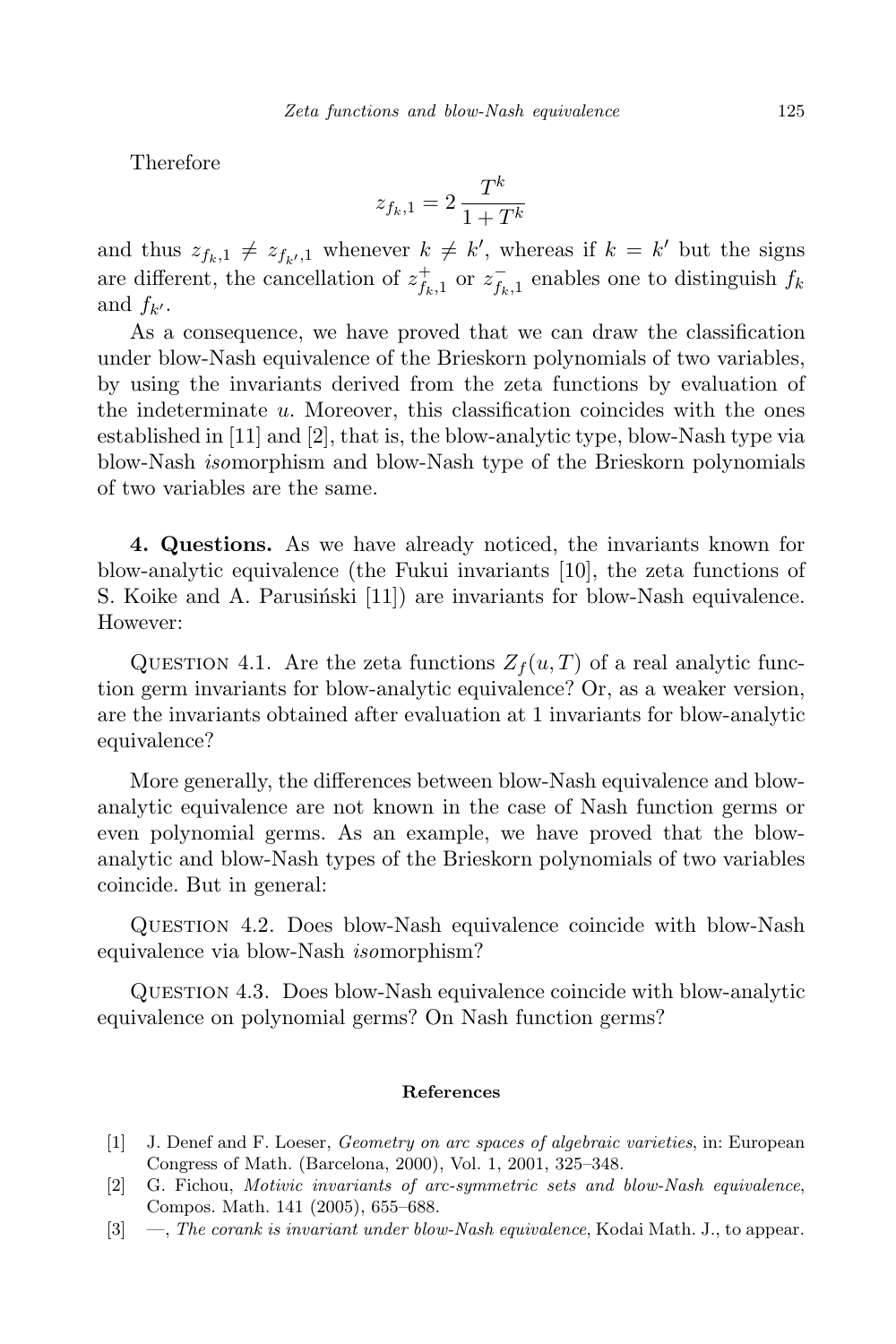Therefore

$$z_{f_k,1} = 2\,\frac{T^k}{1+T^k}$$

and thus $z_{f_k,1} \neq z_{f_{k'},1}$ whenever $k \neq k'$, whereas if $k = k'$ but the signs are different, the cancellation of $z^{+}_{f_k,1}$ or $z^{-}_{f_k,1}$ enables one to distinguish $f_k$ and $f_{k'}$.

As a consequence, we have proved that we can draw the classification under blow-Nash equivalence of the Brieskorn polynomials of two variables, by using the invariants derived from the zeta functions by evaluation of the indeterminate $u$. Moreover, this classification coincides with the ones established in [11] and [2], that is, the blow-analytic type, blow-Nash type via blow-Nash *iso*morphism and blow-Nash type of the Brieskorn polynomials of two variables are the same.

**4. Questions.** As we have already noticed, the invariants known for blow-analytic equivalence (the Fukui invariants [10], the zeta functions of S. Koike and A. Parusiński [11]) are invariants for blow-Nash equivalence. However:

Question 4.1. Are the zeta functions $Z_f(u,T)$ of a real analytic function germ invariants for blow-analytic equivalence? Or, as a weaker version, are the invariants obtained after evaluation at 1 invariants for blow-analytic equivalence?

More generally, the differences between blow-Nash equivalence and blow-analytic equivalence are not known in the case of Nash function germs or even polynomial germs. As an example, we have proved that the blow-analytic and blow-Nash types of the Brieskorn polynomials of two variables coincide. But in general:

Question 4.2. Does blow-Nash equivalence coincide with blow-Nash equivalence via blow-Nash *iso*morphism?

Question 4.3. Does blow-Nash equivalence coincide with blow-analytic equivalence on polynomial germs? On Nash function germs?

## References

[1] J. Denef and F. Loeser, *Geometry on arc spaces of algebraic varieties*, in: European Congress of Math. (Barcelona, 2000), Vol. 1, 2001, 325–348.

[2] G. Fichou, *Motivic invariants of arc-symmetric sets and blow-Nash equivalence*, Compos. Math. 141 (2005), 655–688.

[3] —, *The corank is invariant under blow-Nash equivalence*, Kodai Math. J., to appear.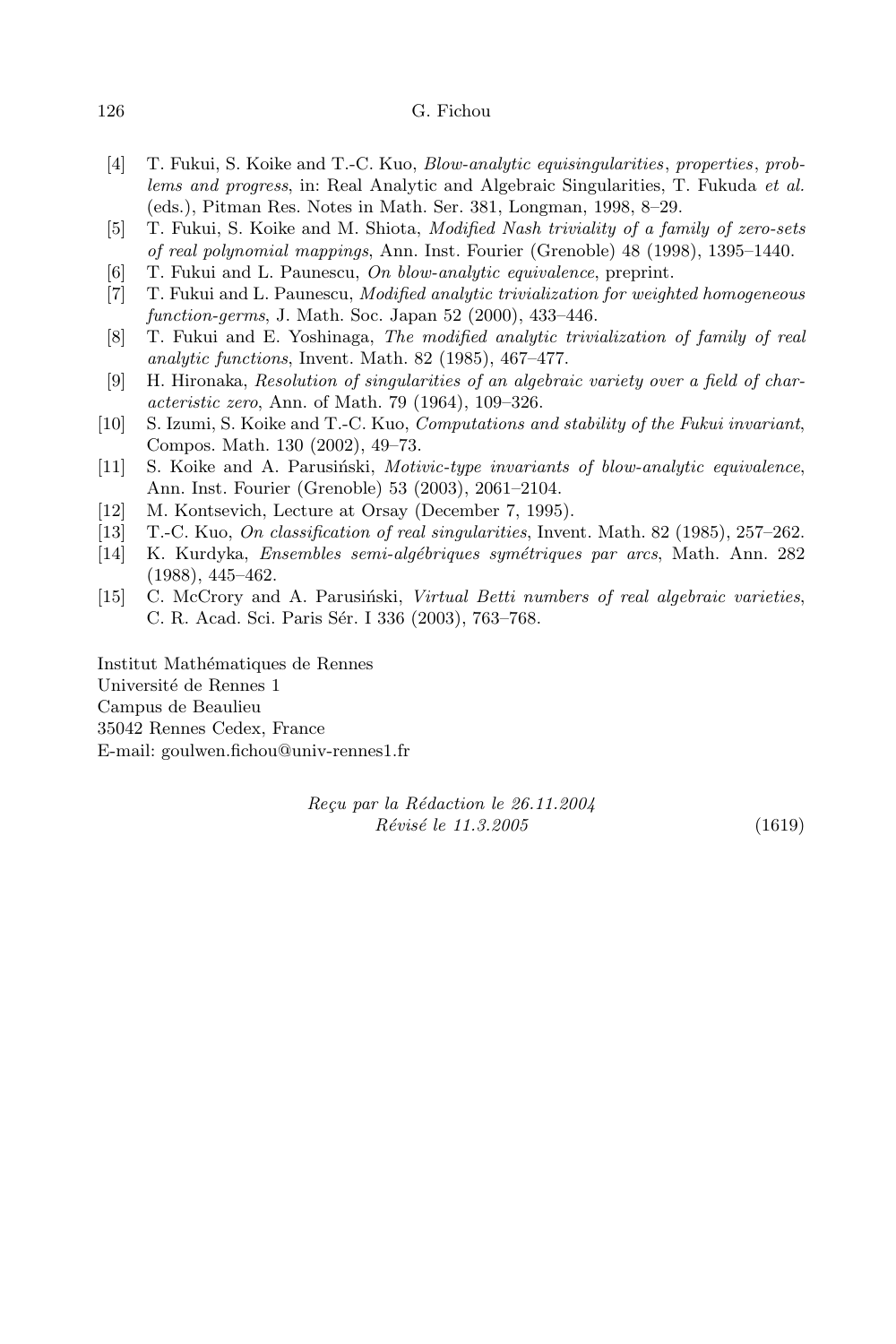[4] T. Fukui, S. Koike and T.-C. Kuo, *Blow-analytic equisingularities*, *properties*, *problems and progress*, in: Real Analytic and Algebraic Singularities, T. Fukuda *et al.* (eds.), Pitman Res. Notes in Math. Ser. 381, Longman, 1998, 8–29.

[5] T. Fukui, S. Koike and M. Shiota, *Modified Nash triviality of a family of zero-sets of real polynomial mappings*, Ann. Inst. Fourier (Grenoble) 48 (1998), 1395–1440.

[6] T. Fukui and L. Paunescu, *On blow-analytic equivalence*, preprint.

[7] T. Fukui and L. Paunescu, *Modified analytic trivialization for weighted homogeneous function-germs*, J. Math. Soc. Japan 52 (2000), 433–446.

[8] T. Fukui and E. Yoshinaga, *The modified analytic trivialization of family of real analytic functions*, Invent. Math. 82 (1985), 467–477.

[9] H. Hironaka, *Resolution of singularities of an algebraic variety over a field of characteristic zero*, Ann. of Math. 79 (1964), 109–326.

[10] S. Izumi, S. Koike and T.-C. Kuo, *Computations and stability of the Fukui invariant*, Compos. Math. 130 (2002), 49–73.

[11] S. Koike and A. Parusiński, *Motivic-type invariants of blow-analytic equivalence*, Ann. Inst. Fourier (Grenoble) 53 (2003), 2061–2104.

[12] M. Kontsevich, Lecture at Orsay (December 7, 1995).

[13] T.-C. Kuo, *On classification of real singularities*, Invent. Math. 82 (1985), 257–262.

[14] K. Kurdyka, *Ensembles semi-algébriques symétriques par arcs*, Math. Ann. 282 (1988), 445–462.

[15] C. McCrory and A. Parusiński, *Virtual Betti numbers of real algebraic varieties*, C. R. Acad. Sci. Paris Sér. I 336 (2003), 763–768.

Institut Mathématiques de Rennes
Université de Rennes 1
Campus de Beaulieu
35042 Rennes Cedex, France
E-mail: goulwen.fichou@univ-rennes1.fr

*Reçu par la Rédaction le 26.11.2004*
*Révisé le 11.3.2005* (1619)